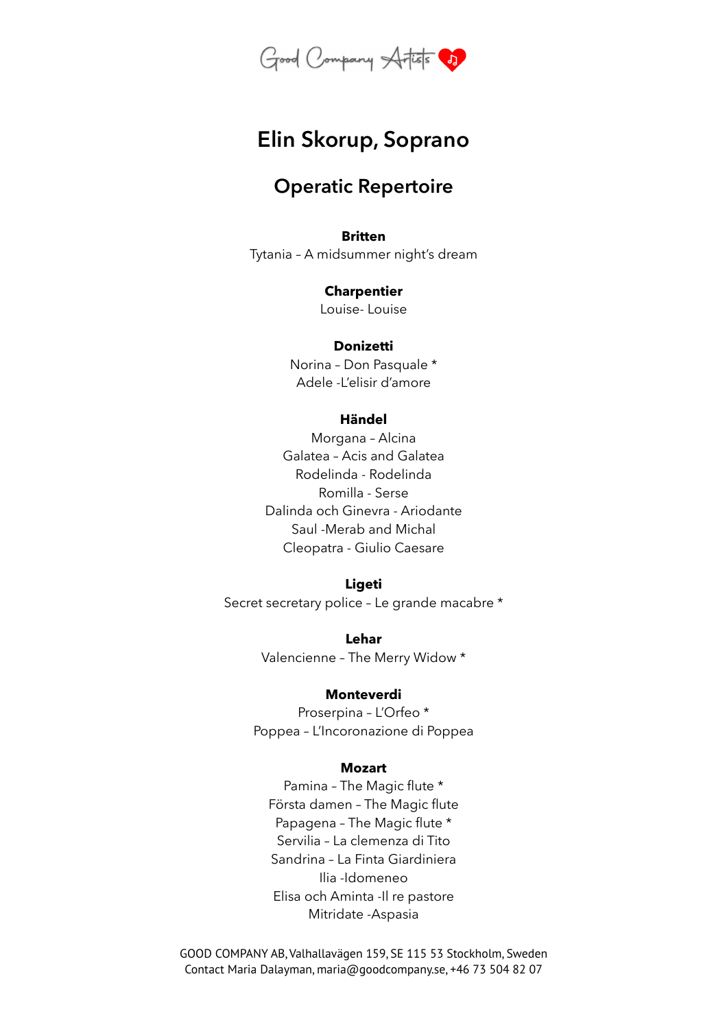Good Company Artists

# Elin Skorup, Soprano

## Operatic Repertoire

**Britten**
Tytania – A midsummer night's dream

**Charpentier**
Louise- Louise

**Donizetti**
Norina – Don Pasquale *
Adele -L'elisir d'amore

**Händel**
Morgana – Alcina
Galatea – Acis and Galatea
Rodelinda - Rodelinda
Romilla - Serse
Dalinda och Ginevra - Ariodante
Saul -Merab and Michal
Cleopatra - Giulio Caesare

**Ligeti**
Secret secretary police – Le grande macabre *

**Lehar**
Valencienne – The Merry Widow *

**Monteverdi**
Proserpina – L'Orfeo *
Poppea – L'Incoronazione di Poppea

**Mozart**
Pamina – The Magic flute *
Första damen – The Magic flute
Papagena – The Magic flute *
Servilia – La clemenza di Tito
Sandrina – La Finta Giardiniera
Ilia -Idomeneo
Elisa och Aminta -Il re pastore
Mitridate -Aspasia

GOOD COMPANY AB, Valhallavägen 159, SE 115 53 Stockholm, Sweden
Contact Maria Dalayman, maria@goodcompany.se, +46 73 504 82 07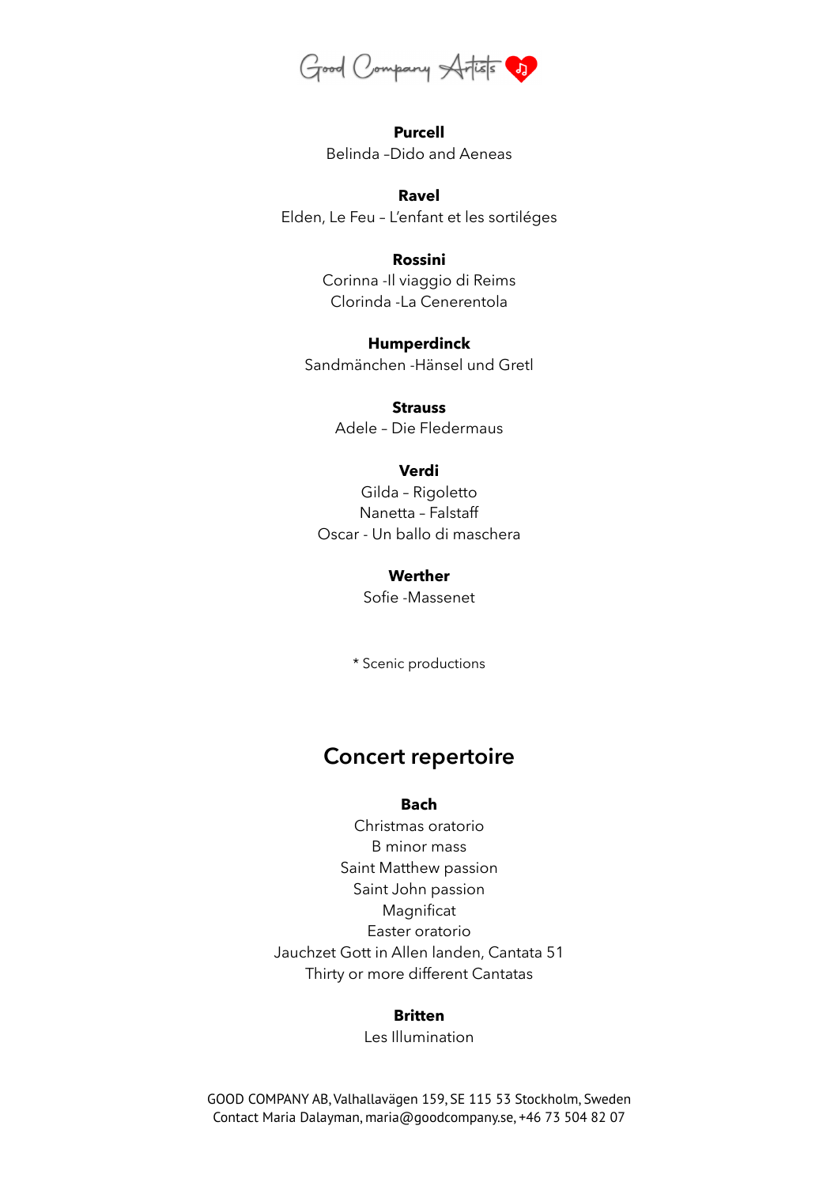**Purcell**
Belinda –Dido and Aeneas

**Ravel**
Elden, Le Feu – L'enfant et les sortiléges

**Rossini**
Corinna -Il viaggio di Reims
Clorinda -La Cenerentola

**Humperdinck**
Sandmänchen -Hänsel und Gretl

**Strauss**
Adele – Die Fledermaus

**Verdi**
Gilda – Rigoletto
Nanetta – Falstaff
Oscar - Un ballo di maschera

**Werther**
Sofie -Massenet

* Scenic productions

## Concert repertoire

**Bach**
Christmas oratorio
B minor mass
Saint Matthew passion
Saint John passion
Magnificat
Easter oratorio
Jauchzet Gott in Allen landen, Cantata 51
Thirty or more different Cantatas

**Britten**
Les Illumination

GOOD COMPANY AB, Valhallavägen 159, SE 115 53 Stockholm, Sweden
Contact Maria Dalayman, maria@goodcompany.se, +46 73 504 82 07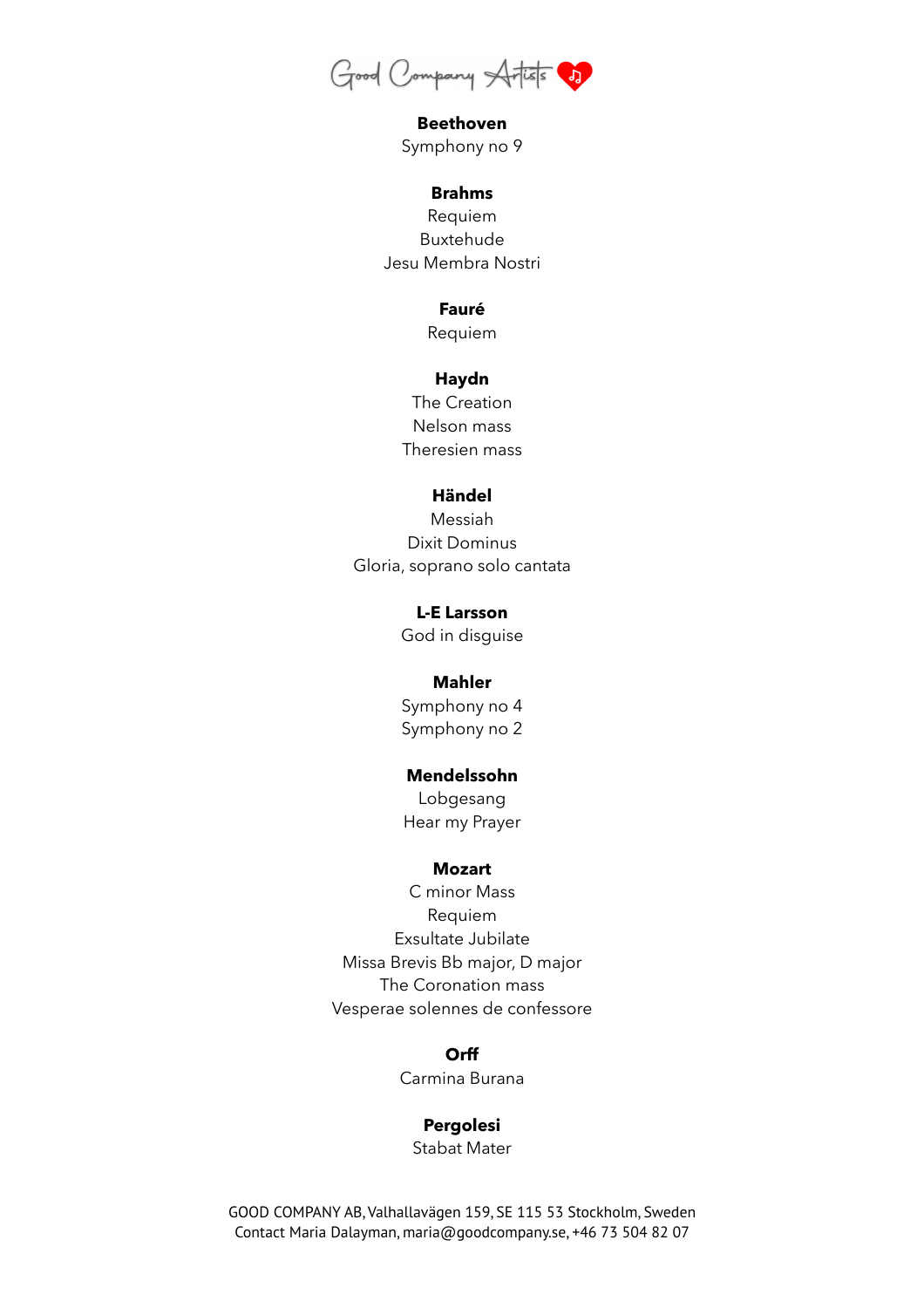Good Company Artists

**Beethoven**
Symphony no 9

**Brahms**
Requiem
Buxtehude
Jesu Membra Nostri

**Fauré**
Requiem

**Haydn**
The Creation
Nelson mass
Theresien mass

**Händel**
Messiah
Dixit Dominus
Gloria, soprano solo cantata

**L-E Larsson**
God in disguise

**Mahler**
Symphony no 4
Symphony no 2

**Mendelssohn**
Lobgesang
Hear my Prayer

**Mozart**
C minor Mass
Requiem
Exsultate Jubilate
Missa Brevis Bb major, D major
The Coronation mass
Vesperae solennes de confessore

**Orff**
Carmina Burana

**Pergolesi**
Stabat Mater

GOOD COMPANY AB, Valhallavägen 159, SE 115 53 Stockholm, Sweden
Contact Maria Dalayman, maria@goodcompany.se, +46 73 504 82 07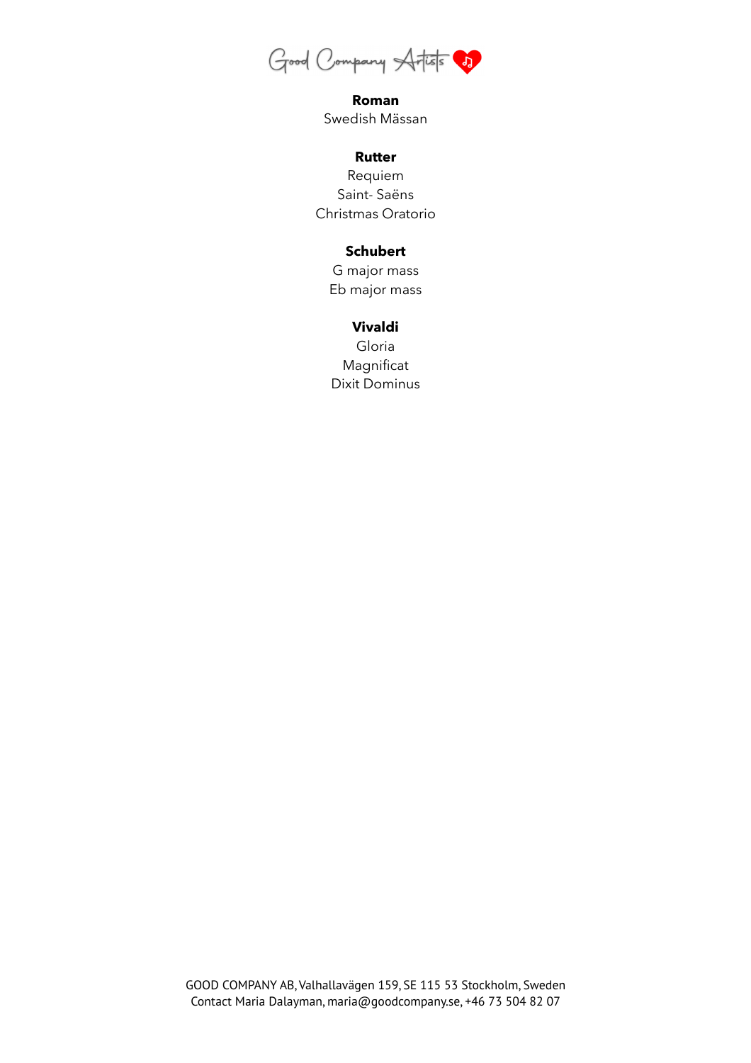**Roman**
Swedish Mässan

**Rutter**
Requiem
Saint- Saëns
Christmas Oratorio

**Schubert**
G major mass
Eb major mass

**Vivaldi**
Gloria
Magnificat
Dixit Dominus

GOOD COMPANY AB, Valhallavägen 159, SE 115 53 Stockholm, Sweden
Contact Maria Dalayman, maria@goodcompany.se, +46 73 504 82 07